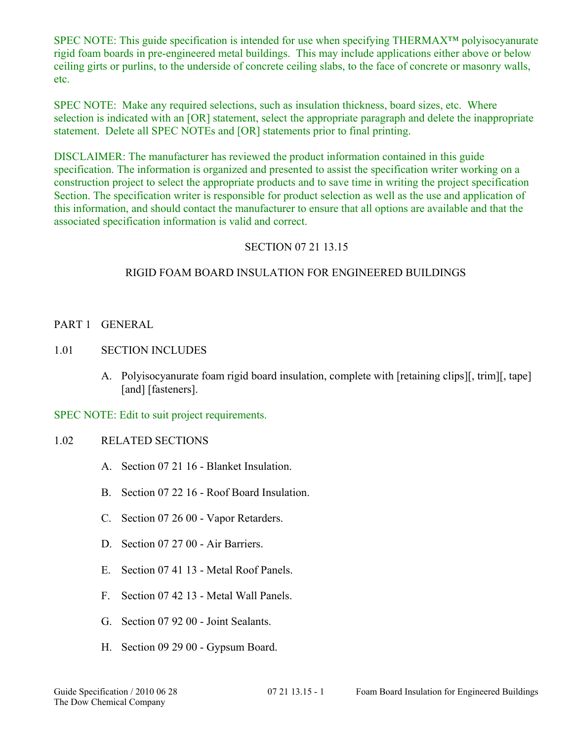SPEC NOTE: This guide specification is intended for use when specifying THERMAX™ polyisocyanurate rigid foam boards in pre-engineered metal buildings. This may include applications either above or below ceiling girts or purlins, to the underside of concrete ceiling slabs, to the face of concrete or masonry walls, etc.

SPEC NOTE: Make any required selections, such as insulation thickness, board sizes, etc. Where selection is indicated with an [OR] statement, select the appropriate paragraph and delete the inappropriate statement. Delete all SPEC NOTEs and [OR] statements prior to final printing.

DISCLAIMER: The manufacturer has reviewed the product information contained in this guide specification. The information is organized and presented to assist the specification writer working on a construction project to select the appropriate products and to save time in writing the project specification Section. The specification writer is responsible for product selection as well as the use and application of this information, and should contact the manufacturer to ensure that all options are available and that the associated specification information is valid and correct.

# SECTION 07 21 13.15

# RIGID FOAM BOARD INSULATION FOR ENGINEERED BUILDINGS

## PART 1 GENERAL

### 1.01 SECTION INCLUDES

A. Polyisocyanurate foam rigid board insulation, complete with [retaining clips][, trim][, tape] [and] [fasteners].

SPEC NOTE: Edit to suit project requirements.

### 1.02 RELATED SECTIONS

A. Section 07 21 16 - Blanket Insulation.

B. Section 07 22 16 - Roof Board Insulation.

C. Section 07 26 00 - Vapor Retarders.

D. Section 07 27 00 - Air Barriers.

E. Section 07 41 13 - Metal Roof Panels.

F. Section 07 42 13 - Metal Wall Panels.

G. Section 07 92 00 - Joint Sealants.

H. Section 09 29 00 - Gypsum Board.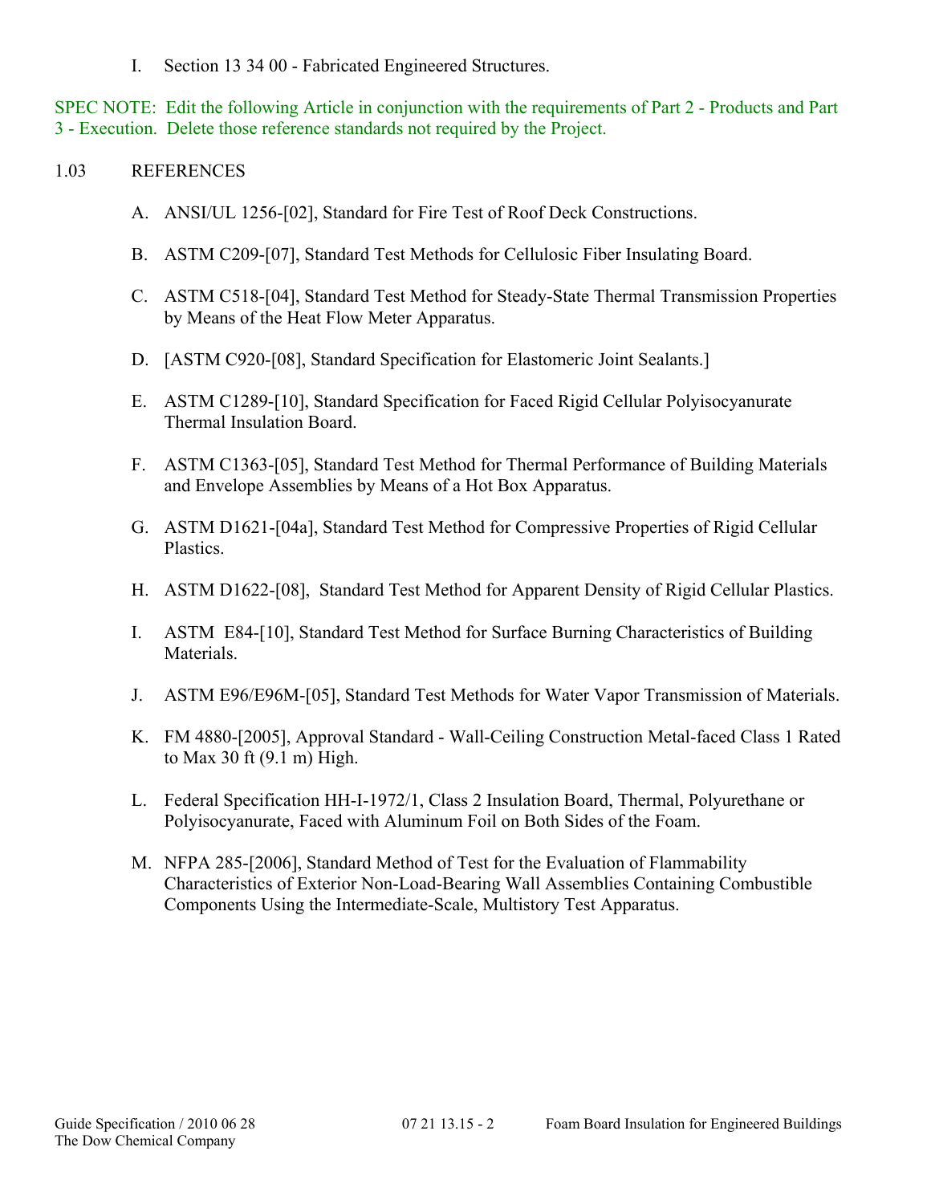I. Section 13 34 00 - Fabricated Engineered Structures.

SPEC NOTE: Edit the following Article in conjunction with the requirements of Part 2 - Products and Part 3 - Execution. Delete those reference standards not required by the Project.

## 1.03 REFERENCES

A. ANSI/UL 1256-[02], Standard for Fire Test of Roof Deck Constructions.

B. ASTM C209-[07], Standard Test Methods for Cellulosic Fiber Insulating Board.

C. ASTM C518-[04], Standard Test Method for Steady-State Thermal Transmission Properties by Means of the Heat Flow Meter Apparatus.

D. [ASTM C920-[08], Standard Specification for Elastomeric Joint Sealants.]

E. ASTM C1289-[10], Standard Specification for Faced Rigid Cellular Polyisocyanurate Thermal Insulation Board.

F. ASTM C1363-[05], Standard Test Method for Thermal Performance of Building Materials and Envelope Assemblies by Means of a Hot Box Apparatus.

G. ASTM D1621-[04a], Standard Test Method for Compressive Properties of Rigid Cellular Plastics.

H. ASTM D1622-[08], Standard Test Method for Apparent Density of Rigid Cellular Plastics.

I. ASTM E84-[10], Standard Test Method for Surface Burning Characteristics of Building Materials.

J. ASTM E96/E96M-[05], Standard Test Methods for Water Vapor Transmission of Materials.

K. FM 4880-[2005], Approval Standard - Wall-Ceiling Construction Metal-faced Class 1 Rated to Max 30 ft (9.1 m) High.

L. Federal Specification HH-I-1972/1, Class 2 Insulation Board, Thermal, Polyurethane or Polyisocyanurate, Faced with Aluminum Foil on Both Sides of the Foam.

M. NFPA 285-[2006], Standard Method of Test for the Evaluation of Flammability Characteristics of Exterior Non-Load-Bearing Wall Assemblies Containing Combustible Components Using the Intermediate-Scale, Multistory Test Apparatus.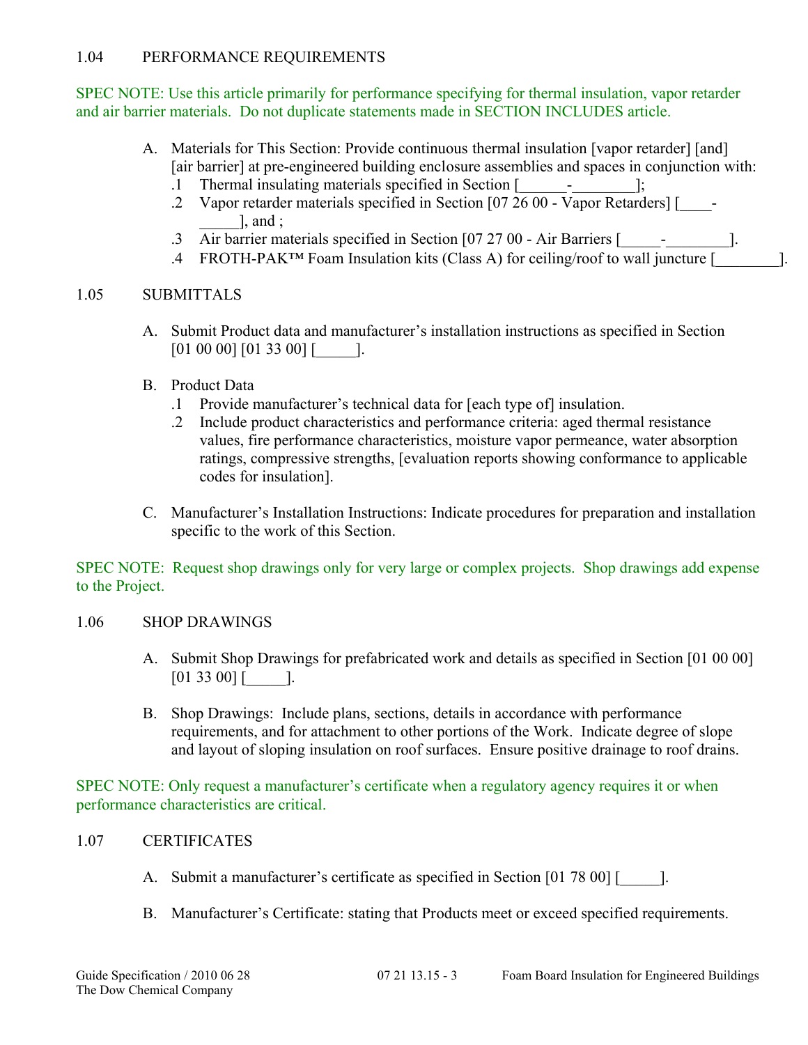## 1.04 PERFORMANCE REQUIREMENTS

SPEC NOTE: Use this article primarily for performance specifying for thermal insulation, vapor retarder and air barrier materials. Do not duplicate statements made in SECTION INCLUDES article.

A. Materials for This Section: Provide continuous thermal insulation [vapor retarder] [and] [air barrier] at pre-engineered building enclosure assemblies and spaces in conjunction with:
   .1 Thermal insulating materials specified in Section [______-________];
   .2 Vapor retarder materials specified in Section [07 26 00 - Vapor Retarders] [____-_____], and ;
   .3 Air barrier materials specified in Section [07 27 00 - Air Barriers [_____-________].
   .4 FROTH-PAK™ Foam Insulation kits (Class A) for ceiling/roof to wall juncture [________].

## 1.05 SUBMITTALS

A. Submit Product data and manufacturer's installation instructions as specified in Section [01 00 00] [01 33 00] [_____].

B. Product Data
   .1 Provide manufacturer's technical data for [each type of] insulation.
   .2 Include product characteristics and performance criteria: aged thermal resistance values, fire performance characteristics, moisture vapor permeance, water absorption ratings, compressive strengths, [evaluation reports showing conformance to applicable codes for insulation].

C. Manufacturer's Installation Instructions: Indicate procedures for preparation and installation specific to the work of this Section.

SPEC NOTE: Request shop drawings only for very large or complex projects. Shop drawings add expense to the Project.

## 1.06 SHOP DRAWINGS

A. Submit Shop Drawings for prefabricated work and details as specified in Section [01 00 00] [01 33 00] [_____].

B. Shop Drawings: Include plans, sections, details in accordance with performance requirements, and for attachment to other portions of the Work. Indicate degree of slope and layout of sloping insulation on roof surfaces. Ensure positive drainage to roof drains.

SPEC NOTE: Only request a manufacturer's certificate when a regulatory agency requires it or when performance characteristics are critical.

## 1.07 CERTIFICATES

A. Submit a manufacturer's certificate as specified in Section [01 78 00] [_____].

B. Manufacturer's Certificate: stating that Products meet or exceed specified requirements.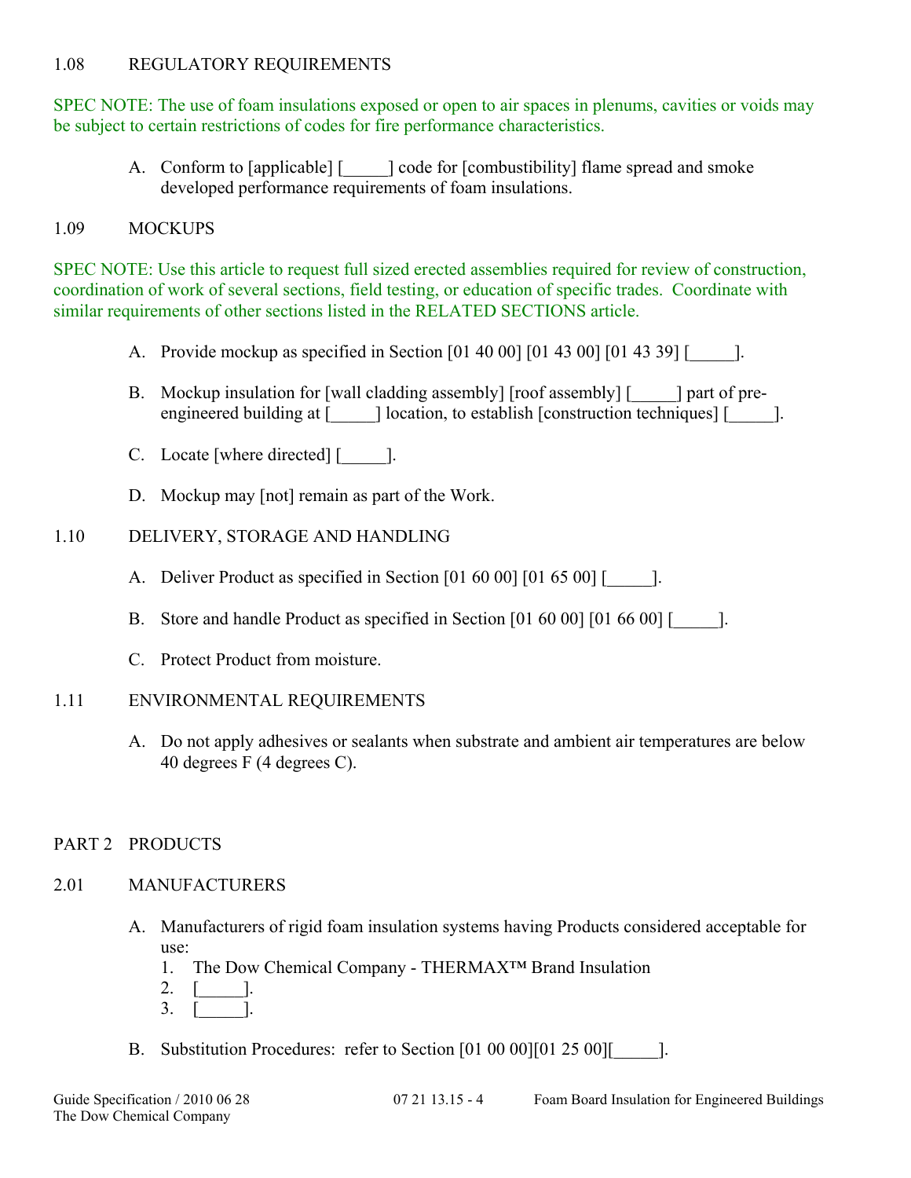## 1.08 REGULATORY REQUIREMENTS

SPEC NOTE: The use of foam insulations exposed or open to air spaces in plenums, cavities or voids may be subject to certain restrictions of codes for fire performance characteristics.

A. Conform to [applicable] [_____] code for [combustibility] flame spread and smoke developed performance requirements of foam insulations.

## 1.09 MOCKUPS

SPEC NOTE: Use this article to request full sized erected assemblies required for review of construction, coordination of work of several sections, field testing, or education of specific trades. Coordinate with similar requirements of other sections listed in the RELATED SECTIONS article.

A. Provide mockup as specified in Section [01 40 00] [01 43 00] [01 43 39] [_____].

B. Mockup insulation for [wall cladding assembly] [roof assembly] [_____] part of pre-engineered building at [_____] location, to establish [construction techniques] [_____].

C. Locate [where directed] [_____].

D. Mockup may [not] remain as part of the Work.

## 1.10 DELIVERY, STORAGE AND HANDLING

A. Deliver Product as specified in Section [01 60 00] [01 65 00] [_____].

B. Store and handle Product as specified in Section [01 60 00] [01 66 00] [_____].

C. Protect Product from moisture.

## 1.11 ENVIRONMENTAL REQUIREMENTS

A. Do not apply adhesives or sealants when substrate and ambient air temperatures are below 40 degrees F (4 degrees C).

# PART 2 PRODUCTS

## 2.01 MANUFACTURERS

A. Manufacturers of rigid foam insulation systems having Products considered acceptable for use:
   1. The Dow Chemical Company - THERMAX™ Brand Insulation
   2. [_____].
   3. [_____].

B. Substitution Procedures: refer to Section [01 00 00][01 25 00][_____].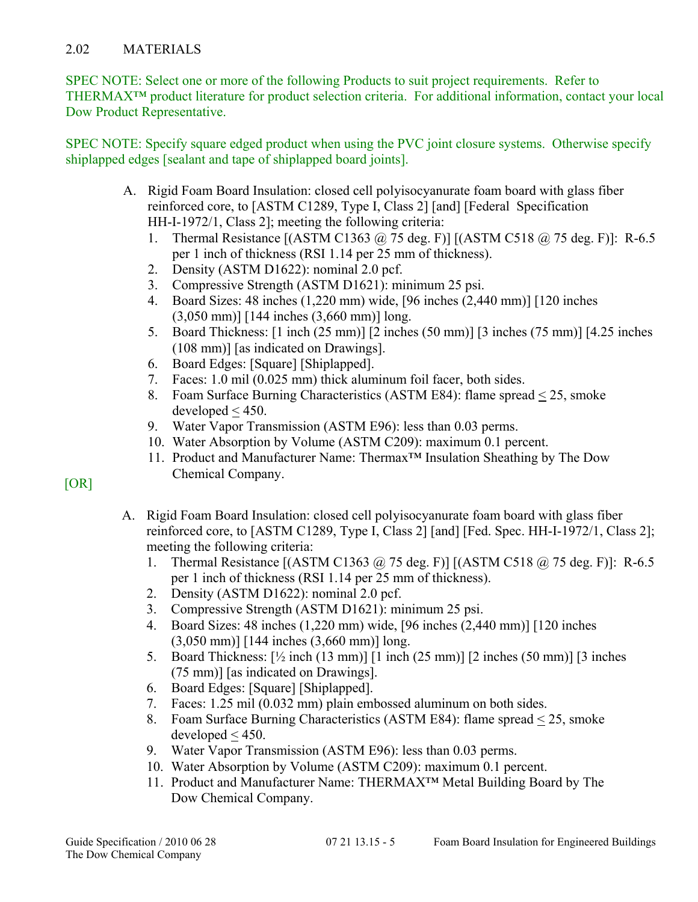## 2.02 MATERIALS

SPEC NOTE: Select one or more of the following Products to suit project requirements. Refer to THERMAX™ product literature for product selection criteria. For additional information, contact your local Dow Product Representative.

SPEC NOTE: Specify square edged product when using the PVC joint closure systems. Otherwise specify shiplapped edges [sealant and tape of shiplapped board joints].

A. Rigid Foam Board Insulation: closed cell polyisocyanurate foam board with glass fiber reinforced core, to [ASTM C1289, Type I, Class 2] [and] [Federal Specification HH-I-1972/1, Class 2]; meeting the following criteria:
   1. Thermal Resistance [(ASTM C1363 @ 75 deg. F)] [(ASTM C518 @ 75 deg. F)]: R-6.5 per 1 inch of thickness (RSI 1.14 per 25 mm of thickness).
   2. Density (ASTM D1622): nominal 2.0 pcf.
   3. Compressive Strength (ASTM D1621): minimum 25 psi.
   4. Board Sizes: 48 inches (1,220 mm) wide, [96 inches (2,440 mm)] [120 inches (3,050 mm)] [144 inches (3,660 mm)] long.
   5. Board Thickness: [1 inch (25 mm)] [2 inches (50 mm)] [3 inches (75 mm)] [4.25 inches (108 mm)] [as indicated on Drawings].
   6. Board Edges: [Square] [Shiplapped].
   7. Faces: 1.0 mil (0.025 mm) thick aluminum foil facer, both sides.
   8. Foam Surface Burning Characteristics (ASTM E84): flame spread ≤ 25, smoke developed ≤ 450.
   9. Water Vapor Transmission (ASTM E96): less than 0.03 perms.
   10. Water Absorption by Volume (ASTM C209): maximum 0.1 percent.
   11. Product and Manufacturer Name: Thermax™ Insulation Sheathing by The Dow Chemical Company.

[OR]

A. Rigid Foam Board Insulation: closed cell polyisocyanurate foam board with glass fiber reinforced core, to [ASTM C1289, Type I, Class 2] [and] [Fed. Spec. HH-I-1972/1, Class 2]; meeting the following criteria:
   1. Thermal Resistance [(ASTM C1363 @ 75 deg. F)] [(ASTM C518 @ 75 deg. F)]: R-6.5 per 1 inch of thickness (RSI 1.14 per 25 mm of thickness).
   2. Density (ASTM D1622): nominal 2.0 pcf.
   3. Compressive Strength (ASTM D1621): minimum 25 psi.
   4. Board Sizes: 48 inches (1,220 mm) wide, [96 inches (2,440 mm)] [120 inches (3,050 mm)] [144 inches (3,660 mm)] long.
   5. Board Thickness: [½ inch (13 mm)] [1 inch (25 mm)] [2 inches (50 mm)] [3 inches (75 mm)] [as indicated on Drawings].
   6. Board Edges: [Square] [Shiplapped].
   7. Faces: 1.25 mil (0.032 mm) plain embossed aluminum on both sides.
   8. Foam Surface Burning Characteristics (ASTM E84): flame spread ≤ 25, smoke developed ≤ 450.
   9. Water Vapor Transmission (ASTM E96): less than 0.03 perms.
   10. Water Absorption by Volume (ASTM C209): maximum 0.1 percent.
   11. Product and Manufacturer Name: THERMAX™ Metal Building Board by The Dow Chemical Company.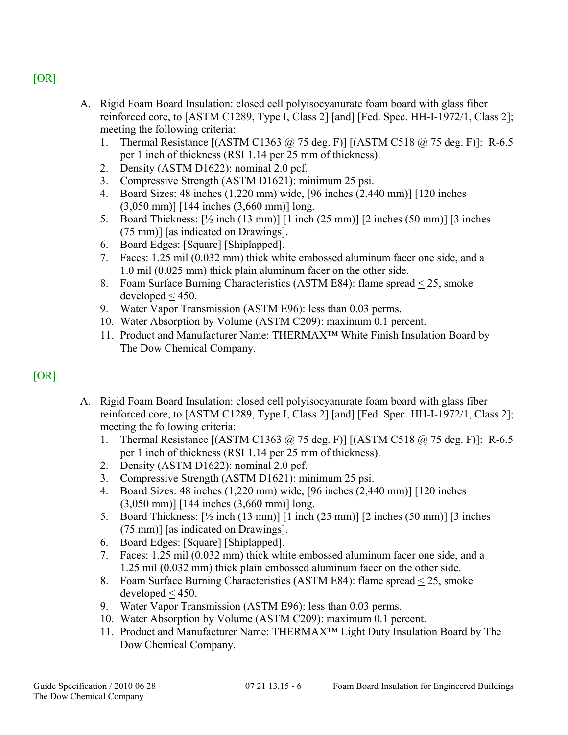[OR]

A. Rigid Foam Board Insulation: closed cell polyisocyanurate foam board with glass fiber reinforced core, to [ASTM C1289, Type I, Class 2] [and] [Fed. Spec. HH-I-1972/1, Class 2]; meeting the following criteria:
   1. Thermal Resistance [(ASTM C1363 @ 75 deg. F)] [(ASTM C518 @ 75 deg. F)]: R-6.5 per 1 inch of thickness (RSI 1.14 per 25 mm of thickness).
   2. Density (ASTM D1622): nominal 2.0 pcf.
   3. Compressive Strength (ASTM D1621): minimum 25 psi.
   4. Board Sizes: 48 inches (1,220 mm) wide, [96 inches (2,440 mm)] [120 inches (3,050 mm)] [144 inches (3,660 mm)] long.
   5. Board Thickness: [½ inch (13 mm)] [1 inch (25 mm)] [2 inches (50 mm)] [3 inches (75 mm)] [as indicated on Drawings].
   6. Board Edges: [Square] [Shiplapped].
   7. Faces: 1.25 mil (0.032 mm) thick white embossed aluminum facer one side, and a 1.0 mil (0.025 mm) thick plain aluminum facer on the other side.
   8. Foam Surface Burning Characteristics (ASTM E84): flame spread < 25, smoke developed < 450.
   9. Water Vapor Transmission (ASTM E96): less than 0.03 perms.
   10. Water Absorption by Volume (ASTM C209): maximum 0.1 percent.
   11. Product and Manufacturer Name: THERMAX™ White Finish Insulation Board by The Dow Chemical Company.

[OR]

A. Rigid Foam Board Insulation: closed cell polyisocyanurate foam board with glass fiber reinforced core, to [ASTM C1289, Type I, Class 2] [and] [Fed. Spec. HH-I-1972/1, Class 2]; meeting the following criteria:
   1. Thermal Resistance [(ASTM C1363 @ 75 deg. F)] [(ASTM C518 @ 75 deg. F)]: R-6.5 per 1 inch of thickness (RSI 1.14 per 25 mm of thickness).
   2. Density (ASTM D1622): nominal 2.0 pcf.
   3. Compressive Strength (ASTM D1621): minimum 25 psi.
   4. Board Sizes: 48 inches (1,220 mm) wide, [96 inches (2,440 mm)] [120 inches (3,050 mm)] [144 inches (3,660 mm)] long.
   5. Board Thickness: [½ inch (13 mm)] [1 inch (25 mm)] [2 inches (50 mm)] [3 inches (75 mm)] [as indicated on Drawings].
   6. Board Edges: [Square] [Shiplapped].
   7. Faces: 1.25 mil (0.032 mm) thick white embossed aluminum facer one side, and a 1.25 mil (0.032 mm) thick plain embossed aluminum facer on the other side.
   8. Foam Surface Burning Characteristics (ASTM E84): flame spread < 25, smoke developed < 450.
   9. Water Vapor Transmission (ASTM E96): less than 0.03 perms.
   10. Water Absorption by Volume (ASTM C209): maximum 0.1 percent.
   11. Product and Manufacturer Name: THERMAX™ Light Duty Insulation Board by The Dow Chemical Company.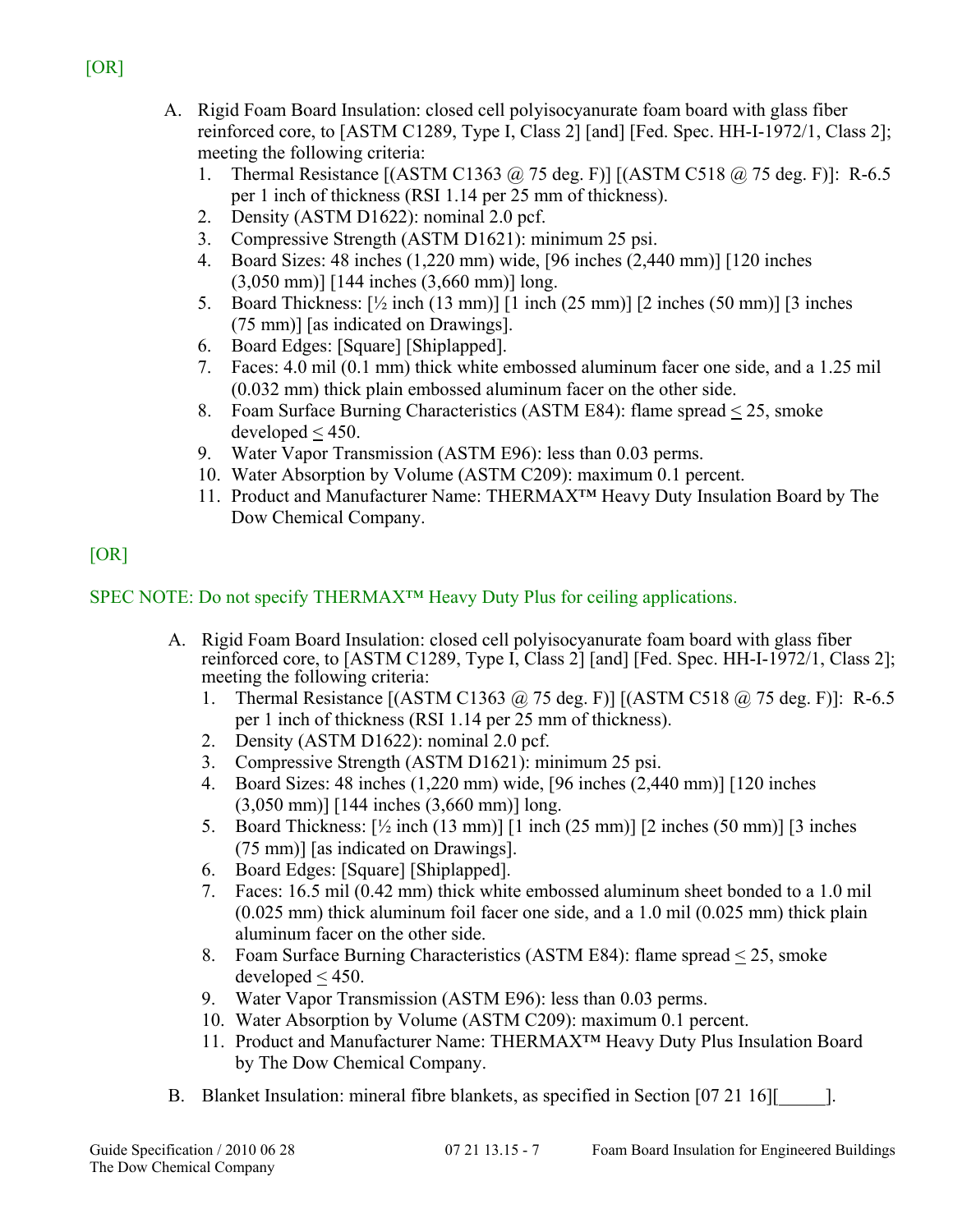[OR]

A. Rigid Foam Board Insulation: closed cell polyisocyanurate foam board with glass fiber reinforced core, to [ASTM C1289, Type I, Class 2] [and] [Fed. Spec. HH-I-1972/1, Class 2]; meeting the following criteria:
   1. Thermal Resistance [(ASTM C1363 @ 75 deg. F)] [(ASTM C518 @ 75 deg. F)]: R-6.5 per 1 inch of thickness (RSI 1.14 per 25 mm of thickness).
   2. Density (ASTM D1622): nominal 2.0 pcf.
   3. Compressive Strength (ASTM D1621): minimum 25 psi.
   4. Board Sizes: 48 inches (1,220 mm) wide, [96 inches (2,440 mm)] [120 inches (3,050 mm)] [144 inches (3,660 mm)] long.
   5. Board Thickness: [½ inch (13 mm)] [1 inch (25 mm)] [2 inches (50 mm)] [3 inches (75 mm)] [as indicated on Drawings].
   6. Board Edges: [Square] [Shiplapped].
   7. Faces: 4.0 mil (0.1 mm) thick white embossed aluminum facer one side, and a 1.25 mil (0.032 mm) thick plain embossed aluminum facer on the other side.
   8. Foam Surface Burning Characteristics (ASTM E84): flame spread ≤ 25, smoke developed ≤ 450.
   9. Water Vapor Transmission (ASTM E96): less than 0.03 perms.
   10. Water Absorption by Volume (ASTM C209): maximum 0.1 percent.
   11. Product and Manufacturer Name: THERMAX™ Heavy Duty Insulation Board by The Dow Chemical Company.

[OR]

SPEC NOTE: Do not specify THERMAX™ Heavy Duty Plus for ceiling applications.

A. Rigid Foam Board Insulation: closed cell polyisocyanurate foam board with glass fiber reinforced core, to [ASTM C1289, Type I, Class 2] [and] [Fed. Spec. HH-I-1972/1, Class 2]; meeting the following criteria:
   1. Thermal Resistance [(ASTM C1363 @ 75 deg. F)] [(ASTM C518 @ 75 deg. F)]: R-6.5 per 1 inch of thickness (RSI 1.14 per 25 mm of thickness).
   2. Density (ASTM D1622): nominal 2.0 pcf.
   3. Compressive Strength (ASTM D1621): minimum 25 psi.
   4. Board Sizes: 48 inches (1,220 mm) wide, [96 inches (2,440 mm)] [120 inches (3,050 mm)] [144 inches (3,660 mm)] long.
   5. Board Thickness: [½ inch (13 mm)] [1 inch (25 mm)] [2 inches (50 mm)] [3 inches (75 mm)] [as indicated on Drawings].
   6. Board Edges: [Square] [Shiplapped].
   7. Faces: 16.5 mil (0.42 mm) thick white embossed aluminum sheet bonded to a 1.0 mil (0.025 mm) thick aluminum foil facer one side, and a 1.0 mil (0.025 mm) thick plain aluminum facer on the other side.
   8. Foam Surface Burning Characteristics (ASTM E84): flame spread ≤ 25, smoke developed ≤ 450.
   9. Water Vapor Transmission (ASTM E96): less than 0.03 perms.
   10. Water Absorption by Volume (ASTM C209): maximum 0.1 percent.
   11. Product and Manufacturer Name: THERMAX™ Heavy Duty Plus Insulation Board by The Dow Chemical Company.

B. Blanket Insulation: mineral fibre blankets, as specified in Section [07 21 16][_____].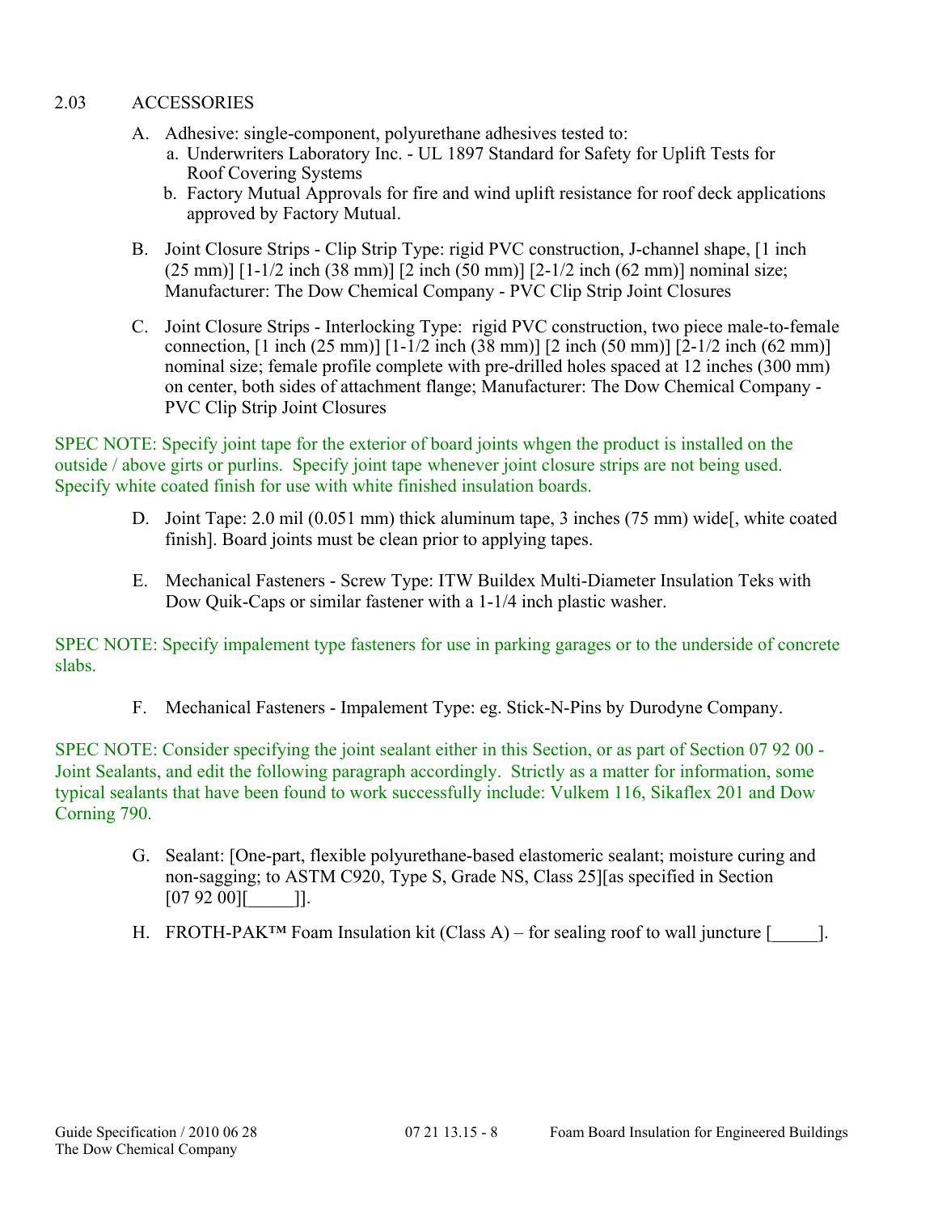2.03 ACCESSORIES

A. Adhesive: single-component, polyurethane adhesives tested to:
   a. Underwriters Laboratory Inc. - UL 1897 Standard for Safety for Uplift Tests for Roof Covering Systems
   b. Factory Mutual Approvals for fire and wind uplift resistance for roof deck applications approved by Factory Mutual.

B. Joint Closure Strips - Clip Strip Type: rigid PVC construction, J-channel shape, [1 inch (25 mm)] [1-1/2 inch (38 mm)] [2 inch (50 mm)] [2-1/2 inch (62 mm)] nominal size; Manufacturer: The Dow Chemical Company - PVC Clip Strip Joint Closures

C. Joint Closure Strips - Interlocking Type: rigid PVC construction, two piece male-to-female connection, [1 inch (25 mm)] [1-1/2 inch (38 mm)] [2 inch (50 mm)] [2-1/2 inch (62 mm)] nominal size; female profile complete with pre-drilled holes spaced at 12 inches (300 mm) on center, both sides of attachment flange; Manufacturer: The Dow Chemical Company - PVC Clip Strip Joint Closures

SPEC NOTE: Specify joint tape for the exterior of board joints whgen the product is installed on the outside / above girts or purlins. Specify joint tape whenever joint closure strips are not being used. Specify white coated finish for use with white finished insulation boards.

D. Joint Tape: 2.0 mil (0.051 mm) thick aluminum tape, 3 inches (75 mm) wide[, white coated finish]. Board joints must be clean prior to applying tapes.

E. Mechanical Fasteners - Screw Type: ITW Buildex Multi-Diameter Insulation Teks with Dow Quik-Caps or similar fastener with a 1-1/4 inch plastic washer.

SPEC NOTE: Specify impalement type fasteners for use in parking garages or to the underside of concrete slabs.

F. Mechanical Fasteners - Impalement Type: eg. Stick-N-Pins by Durodyne Company.

SPEC NOTE: Consider specifying the joint sealant either in this Section, or as part of Section 07 92 00 - Joint Sealants, and edit the following paragraph accordingly. Strictly as a matter for information, some typical sealants that have been found to work successfully include: Vulkem 116, Sikaflex 201 and Dow Corning 790.

G. Sealant: [One-part, flexible polyurethane-based elastomeric sealant; moisture curing and non-sagging; to ASTM C920, Type S, Grade NS, Class 25][as specified in Section [07 92 00][_____]].

H. FROTH-PAK™ Foam Insulation kit (Class A) – for sealing roof to wall juncture [_____].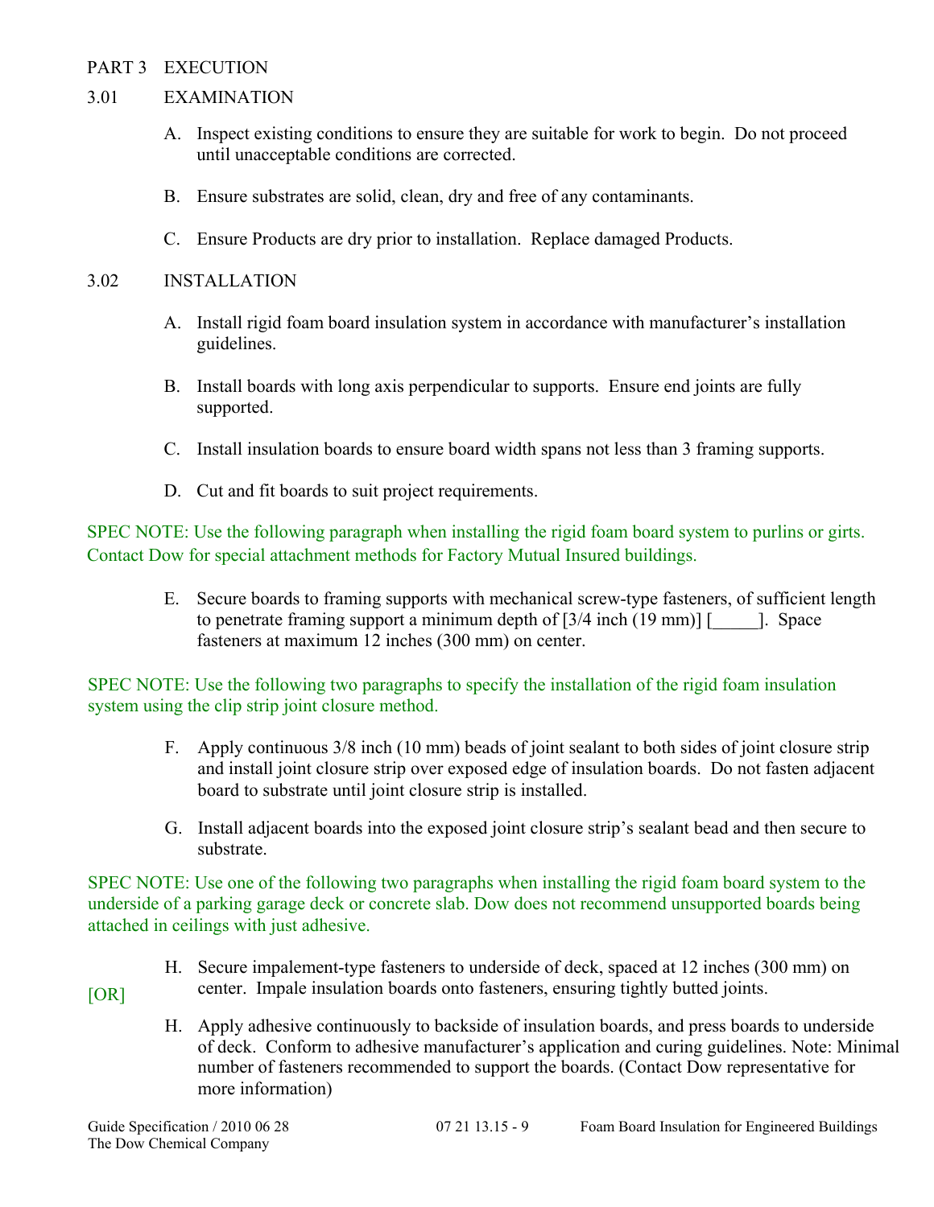PART 3 EXECUTION

3.01 EXAMINATION

A. Inspect existing conditions to ensure they are suitable for work to begin. Do not proceed until unacceptable conditions are corrected.

B. Ensure substrates are solid, clean, dry and free of any contaminants.

C. Ensure Products are dry prior to installation. Replace damaged Products.

3.02 INSTALLATION

A. Install rigid foam board insulation system in accordance with manufacturer's installation guidelines.

B. Install boards with long axis perpendicular to supports. Ensure end joints are fully supported.

C. Install insulation boards to ensure board width spans not less than 3 framing supports.

D. Cut and fit boards to suit project requirements.

SPEC NOTE: Use the following paragraph when installing the rigid foam board system to purlins or girts. Contact Dow for special attachment methods for Factory Mutual Insured buildings.

E. Secure boards to framing supports with mechanical screw-type fasteners, of sufficient length to penetrate framing support a minimum depth of [3/4 inch (19 mm)] [_____]. Space fasteners at maximum 12 inches (300 mm) on center.

SPEC NOTE: Use the following two paragraphs to specify the installation of the rigid foam insulation system using the clip strip joint closure method.

F. Apply continuous 3/8 inch (10 mm) beads of joint sealant to both sides of joint closure strip and install joint closure strip over exposed edge of insulation boards. Do not fasten adjacent board to substrate until joint closure strip is installed.

G. Install adjacent boards into the exposed joint closure strip's sealant bead and then secure to substrate.

SPEC NOTE: Use one of the following two paragraphs when installing the rigid foam board system to the underside of a parking garage deck or concrete slab. Dow does not recommend unsupported boards being attached in ceilings with just adhesive.

H. Secure impalement-type fasteners to underside of deck, spaced at 12 inches (300 mm) on center. Impale insulation boards onto fasteners, ensuring tightly butted joints.

[OR]

H. Apply adhesive continuously to backside of insulation boards, and press boards to underside of deck. Conform to adhesive manufacturer's application and curing guidelines. Note: Minimal number of fasteners recommended to support the boards. (Contact Dow representative for more information)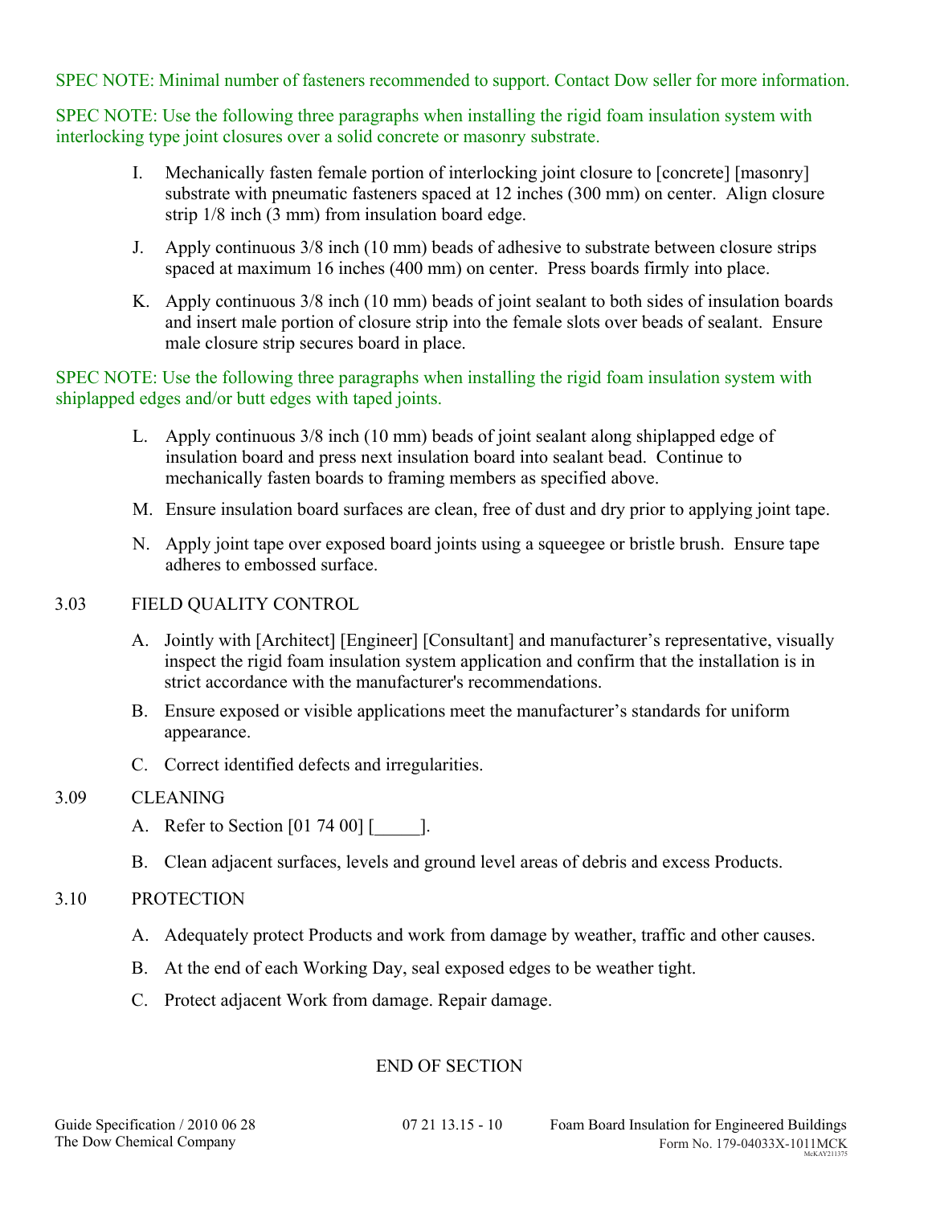SPEC NOTE: Minimal number of fasteners recommended to support. Contact Dow seller for more information.

SPEC NOTE: Use the following three paragraphs when installing the rigid foam insulation system with interlocking type joint closures over a solid concrete or masonry substrate.

I. Mechanically fasten female portion of interlocking joint closure to [concrete] [masonry] substrate with pneumatic fasteners spaced at 12 inches (300 mm) on center. Align closure strip 1/8 inch (3 mm) from insulation board edge.

J. Apply continuous 3/8 inch (10 mm) beads of adhesive to substrate between closure strips spaced at maximum 16 inches (400 mm) on center. Press boards firmly into place.

K. Apply continuous 3/8 inch (10 mm) beads of joint sealant to both sides of insulation boards and insert male portion of closure strip into the female slots over beads of sealant. Ensure male closure strip secures board in place.

SPEC NOTE: Use the following three paragraphs when installing the rigid foam insulation system with shiplapped edges and/or butt edges with taped joints.

L. Apply continuous 3/8 inch (10 mm) beads of joint sealant along shiplapped edge of insulation board and press next insulation board into sealant bead. Continue to mechanically fasten boards to framing members as specified above.

M. Ensure insulation board surfaces are clean, free of dust and dry prior to applying joint tape.

N. Apply joint tape over exposed board joints using a squeegee or bristle brush. Ensure tape adheres to embossed surface.

## 3.03 FIELD QUALITY CONTROL

A. Jointly with [Architect] [Engineer] [Consultant] and manufacturer's representative, visually inspect the rigid foam insulation system application and confirm that the installation is in strict accordance with the manufacturer's recommendations.

B. Ensure exposed or visible applications meet the manufacturer's standards for uniform appearance.

C. Correct identified defects and irregularities.

## 3.09 CLEANING

A. Refer to Section [01 74 00] [_____].

B. Clean adjacent surfaces, levels and ground level areas of debris and excess Products.

## 3.10 PROTECTION

A. Adequately protect Products and work from damage by weather, traffic and other causes.

B. At the end of each Working Day, seal exposed edges to be weather tight.

C. Protect adjacent Work from damage. Repair damage.

END OF SECTION